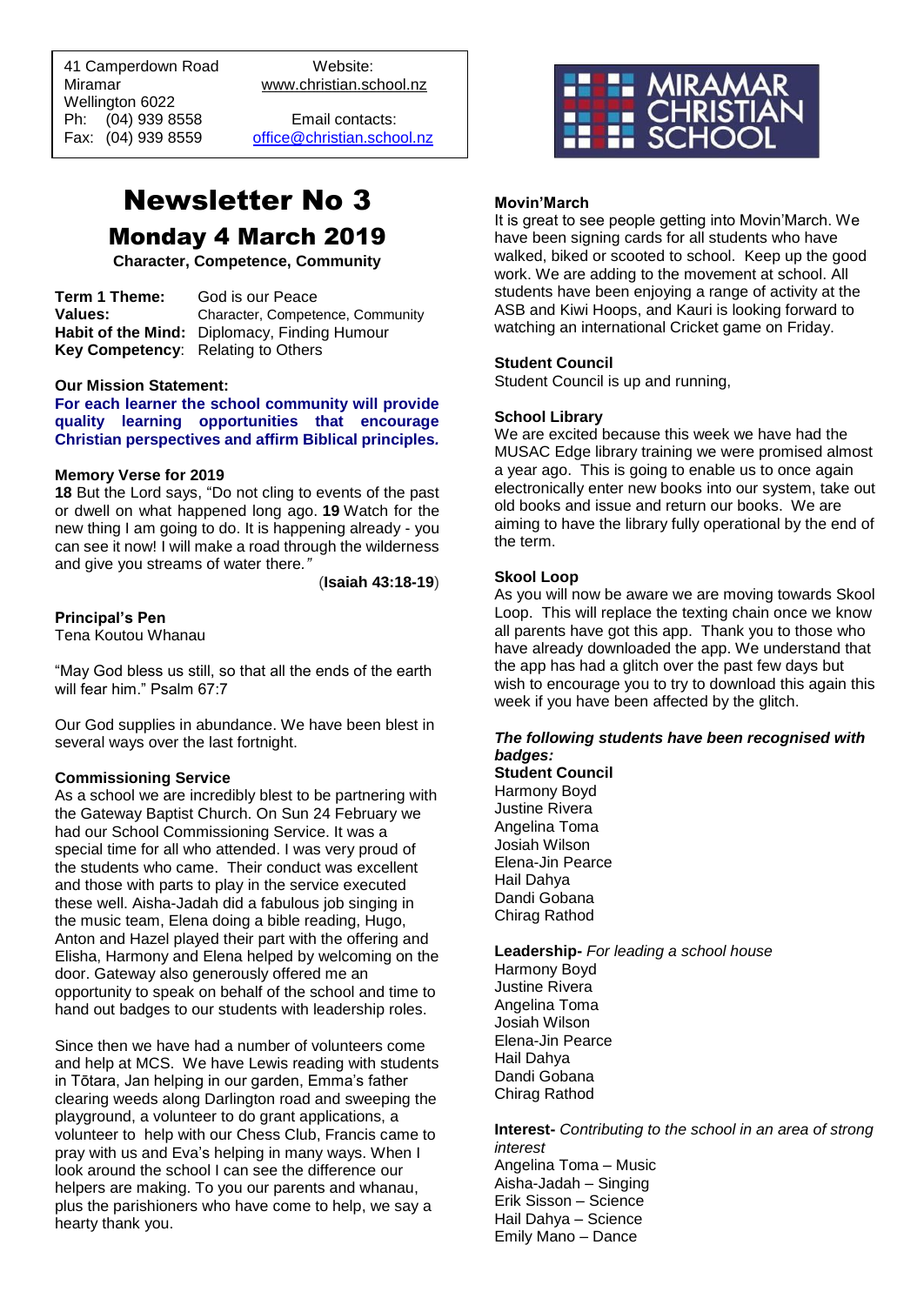41 Camperdown Road
Miramar
Wellington 6022
Ph: (04) 939 8558
Fax: (04) 939 8559

Website:
www.christian.school.nz

Email contacts:
office@christian.school.nz

MIRAMAR CHRISTIAN SCHOOL

# Newsletter No 3

## Monday 4 March 2019

**Character, Competence, Community**

**Term 1 Theme:** God is our Peace
**Values:** Character, Competence, Community
**Habit of the Mind:** Diplomacy, Finding Humour
**Key Competency**: Relating to Others

**Our Mission Statement:**

**For each learner the school community will provide quality learning opportunities that encourage Christian perspectives and affirm Biblical principles.**

**Memory Verse for 2019**

**18** But the Lord says, "Do not cling to events of the past or dwell on what happened long ago. **19** Watch for the new thing I am going to do. It is happening already - you can see it now! I will make a road through the wilderness and give you streams of water there.*"*

(**Isaiah 43:18-19**)

**Principal's Pen**

Tena Koutou Whanau

"May God bless us still, so that all the ends of the earth will fear him." Psalm 67:7

Our God supplies in abundance. We have been blest in several ways over the last fortnight.

**Commissioning Service**

As a school we are incredibly blest to be partnering with the Gateway Baptist Church. On Sun 24 February we had our School Commissioning Service. It was a special time for all who attended. I was very proud of the students who came. Their conduct was excellent and those with parts to play in the service executed these well. Aisha-Jadah did a fabulous job singing in the music team, Elena doing a bible reading, Hugo, Anton and Hazel played their part with the offering and Elisha, Harmony and Elena helped by welcoming on the door. Gateway also generously offered me an opportunity to speak on behalf of the school and time to hand out badges to our students with leadership roles.

Since then we have had a number of volunteers come and help at MCS. We have Lewis reading with students in Tōtara, Jan helping in our garden, Emma's father clearing weeds along Darlington road and sweeping the playground, a volunteer to do grant applications, a volunteer to help with our Chess Club, Francis came to pray with us and Eva's helping in many ways. When I look around the school I can see the difference our helpers are making. To you our parents and whanau, plus the parishioners who have come to help, we say a hearty thank you.

**Movin'March**

It is great to see people getting into Movin'March. We have been signing cards for all students who have walked, biked or scooted to school. Keep up the good work. We are adding to the movement at school. All students have been enjoying a range of activity at the ASB and Kiwi Hoops, and Kauri is looking forward to watching an international Cricket game on Friday.

**Student Council**

Student Council is up and running,

**School Library**

We are excited because this week we have had the MUSAC Edge library training we were promised almost a year ago. This is going to enable us to once again electronically enter new books into our system, take out old books and issue and return our books. We are aiming to have the library fully operational by the end of the term.

**Skool Loop**

As you will now be aware we are moving towards Skool Loop. This will replace the texting chain once we know all parents have got this app. Thank you to those who have already downloaded the app. We understand that the app has had a glitch over the past few days but wish to encourage you to try to download this again this week if you have been affected by the glitch.

***The following students have been recognised with badges:***

**Student Council**

Harmony Boyd
Justine Rivera
Angelina Toma
Josiah Wilson
Elena-Jin Pearce
Hail Dahya
Dandi Gobana
Chirag Rathod

**Leadership-** *For leading a school house*

Harmony Boyd
Justine Rivera
Angelina Toma
Josiah Wilson
Elena-Jin Pearce
Hail Dahya
Dandi Gobana
Chirag Rathod

**Interest-** *Contributing to the school in an area of strong interest*

Angelina Toma – Music
Aisha-Jadah – Singing
Erik Sisson – Science
Hail Dahya – Science
Emily Mano – Dance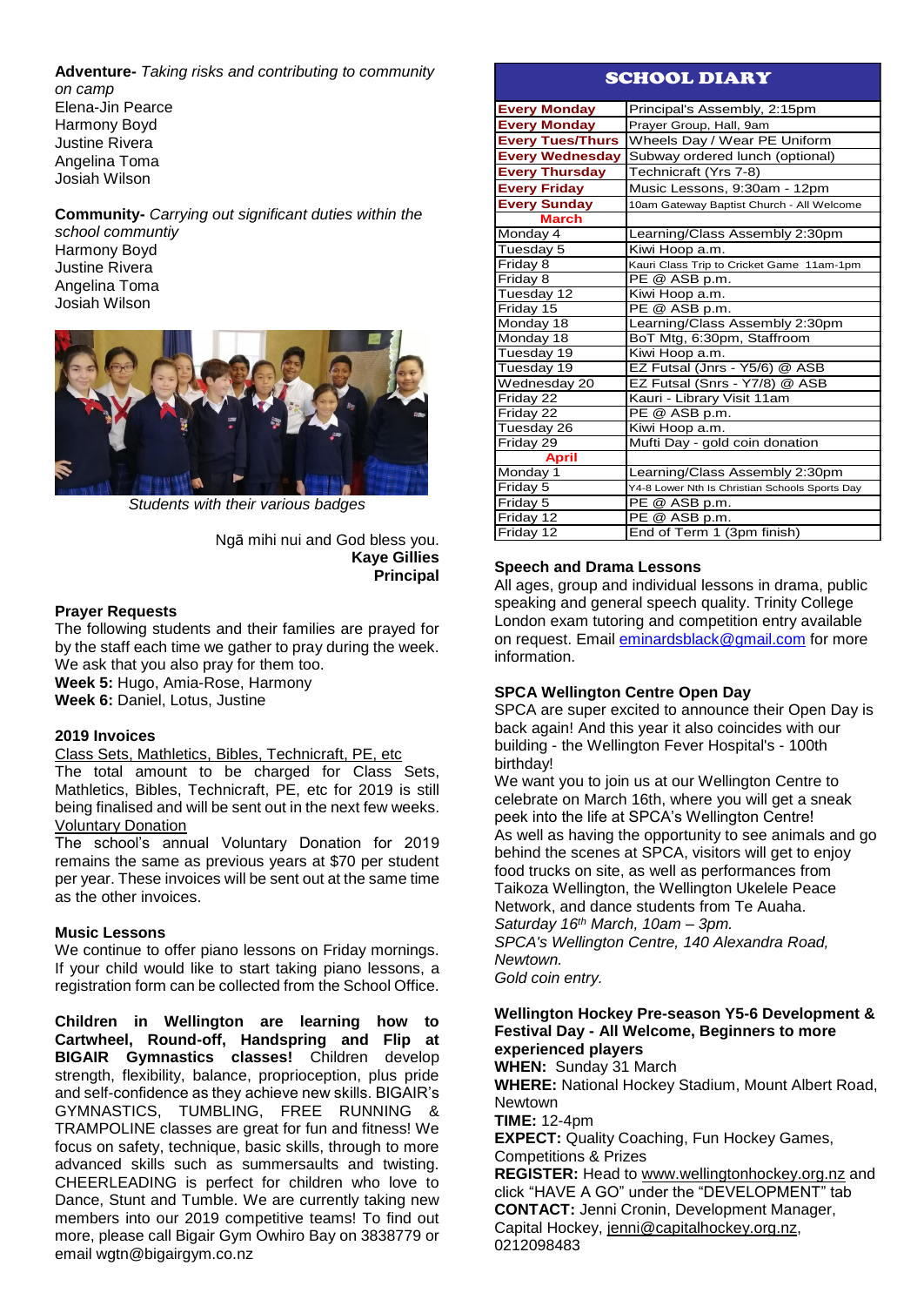**Adventure-** *Taking risks and contributing to community on camp*
Elena-Jin Pearce
Harmony Boyd
Justine Rivera
Angelina Toma
Josiah Wilson

**Community-** *Carrying out significant duties within the school communtiy*
Harmony Boyd
Justine Rivera
Angelina Toma
Josiah Wilson

*Students with their various badges*

Ngā mihi nui and God bless you.
**Kaye Gillies**
**Principal**

### Prayer Requests

The following students and their families are prayed for by the staff each time we gather to pray during the week. We ask that you also pray for them too.
**Week 5:** Hugo, Amia-Rose, Harmony
**Week 6:** Daniel, Lotus, Justine

### 2019 Invoices

Class Sets, Mathletics, Bibles, Technicraft, PE, etc
The total amount to be charged for Class Sets, Mathletics, Bibles, Technicraft, PE, etc for 2019 is still being finalised and will be sent out in the next few weeks.
Voluntary Donation
The school's annual Voluntary Donation for 2019 remains the same as previous years at $70 per student per year. These invoices will be sent out at the same time as the other invoices.

### Music Lessons

We continue to offer piano lessons on Friday mornings. If your child would like to start taking piano lessons, a registration form can be collected from the School Office.

**Children in Wellington are learning how to Cartwheel, Round-off, Handspring and Flip at BIGAIR Gymnastics classes!** Children develop strength, flexibility, balance, proprioception, plus pride and self-confidence as they achieve new skills. BIGAIR's GYMNASTICS, TUMBLING, FREE RUNNING & TRAMPOLINE classes are great for fun and fitness! We focus on safety, technique, basic skills, through to more advanced skills such as summersaults and twisting. CHEERLEADING is perfect for children who love to Dance, Stunt and Tumble. We are currently taking new members into our 2019 competitive teams! To find out more, please call Bigair Gym Owhiro Bay on 3838779 or email wgtn@bigairgym.co.nz

## SCHOOL DIARY

| | |
|---|---|
| **Every Monday** | Principal's Assembly, 2:15pm |
| **Every Monday** | Prayer Group, Hall, 9am |
| **Every Tues/Thurs** | Wheels Day / Wear PE Uniform |
| **Every Wednesday** | Subway ordered lunch (optional) |
| **Every Thursday** | Technicraft (Yrs 7-8) |
| **Every Friday** | Music Lessons, 9:30am - 12pm |
| **Every Sunday** | 10am Gateway Baptist Church - All Welcome |
| **March** | |
| Monday 4 | Learning/Class Assembly 2:30pm |
| Tuesday 5 | Kiwi Hoop a.m. |
| Friday 8 | Kauri Class Trip to Cricket Game 11am-1pm |
| Friday 8 | PE @ ASB p.m. |
| Tuesday 12 | Kiwi Hoop a.m. |
| Friday 15 | PE @ ASB p.m. |
| Monday 18 | Learning/Class Assembly 2:30pm |
| Monday 18 | BoT Mtg, 6:30pm, Staffroom |
| Tuesday 19 | Kiwi Hoop a.m. |
| Tuesday 19 | EZ Futsal (Jnrs - Y5/6) @ ASB |
| Wednesday 20 | EZ Futsal (Snrs - Y7/8) @ ASB |
| Friday 22 | Kauri - Library Visit 11am |
| Friday 22 | PE @ ASB p.m. |
| Tuesday 26 | Kiwi Hoop a.m. |
| Friday 29 | Mufti Day - gold coin donation |
| **April** | |
| Monday 1 | Learning/Class Assembly 2:30pm |
| Friday 5 | Y4-8 Lower Nth Is Christian Schools Sports Day |
| Friday 5 | PE @ ASB p.m. |
| Friday 12 | PE @ ASB p.m. |
| Friday 12 | End of Term 1 (3pm finish) |

### Speech and Drama Lessons

All ages, group and individual lessons in drama, public speaking and general speech quality. Trinity College London exam tutoring and competition entry available on request. Email eminardsblack@gmail.com for more information.

### SPCA Wellington Centre Open Day

SPCA are super excited to announce their Open Day is back again! And this year it also coincides with our building - the Wellington Fever Hospital's - 100th birthday!
We want you to join us at our Wellington Centre to celebrate on March 16th, where you will get a sneak peek into the life at SPCA's Wellington Centre!
As well as having the opportunity to see animals and go behind the scenes at SPCA, visitors will get to enjoy food trucks on site, as well as performances from Taikoza Wellington, the Wellington Ukelele Peace Network, and dance students from Te Auaha.
*Saturday 16th March, 10am – 3pm.*
*SPCA's Wellington Centre, 140 Alexandra Road, Newtown.*
*Gold coin entry.*

### Wellington Hockey Pre-season Y5-6 Development & Festival Day - All Welcome, Beginners to more experienced players

**WHEN:** Sunday 31 March
**WHERE:** National Hockey Stadium, Mount Albert Road, Newtown
**TIME:** 12-4pm
**EXPECT:** Quality Coaching, Fun Hockey Games, Competitions & Prizes
**REGISTER:** Head to www.wellingtonhockey.org.nz and click "HAVE A GO" under the "DEVELOPMENT" tab
**CONTACT:** Jenni Cronin, Development Manager, Capital Hockey, jenni@capitalhockey.org.nz, 0212098483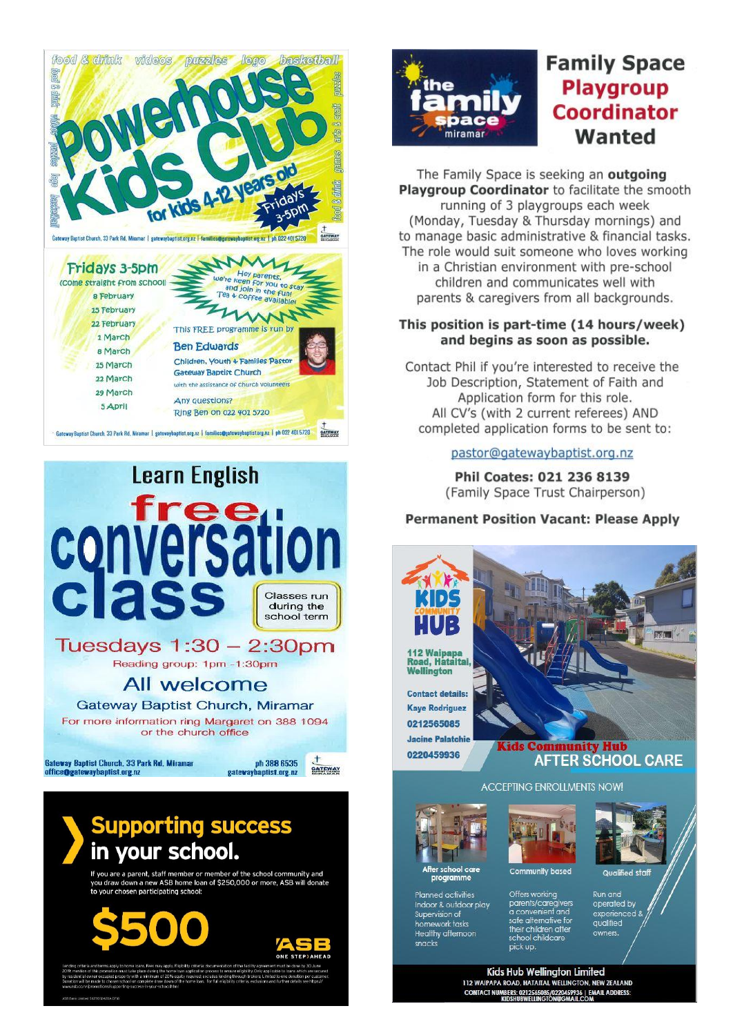# Powerhouse Kids Club

food & drink · videos · puzzles · lego · basketball · arts & craft · games

**for kids 4-12 years old**

Fridays 3-5pm

Gateway Baptist Church, 33 Park Rd, Miramar | gatewaybaptist.org.nz | families@gatewaybaptist.org.nz | ph 022 401 5720

## Fridays 3-5pm

(come straight from school)

- 8 February
- 15 February
- 22 February
- 1 March
- 8 March
- 15 March
- 22 March
- 29 March
- 5 April

Hey parents, we're keen for you to stay and join in the fun! Tea & coffee available!

This FREE programme is run by

**Ben Edwards**

Children, Youth & Families Pastor
Gateway Baptist Church

with the assistance of church volunteers

Any questions?
Ring Ben on 022 401 5720

Gateway Baptist Church, 33 Park Rd, Miramar | gatewaybaptist.org.nz | families@gatewaybaptist.org.nz | ph 022 401 5720

---

# Learn English

# free conversation class

Classes run during the school term

## Tuesdays 1:30 – 2:30pm

Reading group: 1pm -1:30pm

### All welcome

Gateway Baptist Church, Miramar

For more information ring Margaret on 388 1094 or the church office

Gateway Baptist Church, 33 Park Rd, Miramar
office@gatewaybaptist.org.nz

ph 388 6535
gatewaybaptist.org.nz

---

# Supporting success in your school.

If you are a parent, staff member or member of the school community and you draw down a new ASB home loan of $250,000 or more, ASB will donate to your chosen participating school:

# $500

ASB
ONE STEP AHEAD

---

# Family Space Playgroup Coordinator Wanted

the family space miramar

The Family Space is seeking an **outgoing Playgroup Coordinator** to facilitate the smooth running of 3 playgroups each week (Monday, Tuesday & Thursday mornings) and to manage basic administrative & financial tasks. The role would suit someone who loves working in a Christian environment with pre-school children and communicates well with parents & caregivers from all backgrounds.

**This position is part-time (14 hours/week) and begins as soon as possible.**

Contact Phil if you're interested to receive the Job Description, Statement of Faith and Application form for this role.
All CV's (with 2 current referees) AND completed application forms to be sent to:

pastor@gatewaybaptist.org.nz

**Phil Coates: 021 236 8139**
(Family Space Trust Chairperson)

**Permanent Position Vacant: Please Apply**

---

# KIDS COMMUNITY HUB

**112 Waipapa Road, Hataitai, Wellington**

**Contact details:**
Kaye Rodriguez
0212565085
Jacine Palatchie
0220459936

## Kids Community Hub AFTER SCHOOL CARE

ACCEPTING ENROLLMENTS NOW!

**After school care programme**
Planned activities
Indoor & outdoor play
Supervision of homework tasks
Healthy afternoon snacks

**Community based**
Offers working parents/caregivers a convenient and safe alternative for their children after school childcare pick up.

**Qualified staff**
Run and operated by experienced & qualified owners.

**Kids Hub Wellington Limited**
112 WAIPAPA ROAD, HATAITAI, WELLINGTON, NEW ZEALAND
CONTACT NUMBERS: 0212565085/0220459936 | EMAIL ADDRESS: KIDSHUBWELLINGTON@GMAIL.COM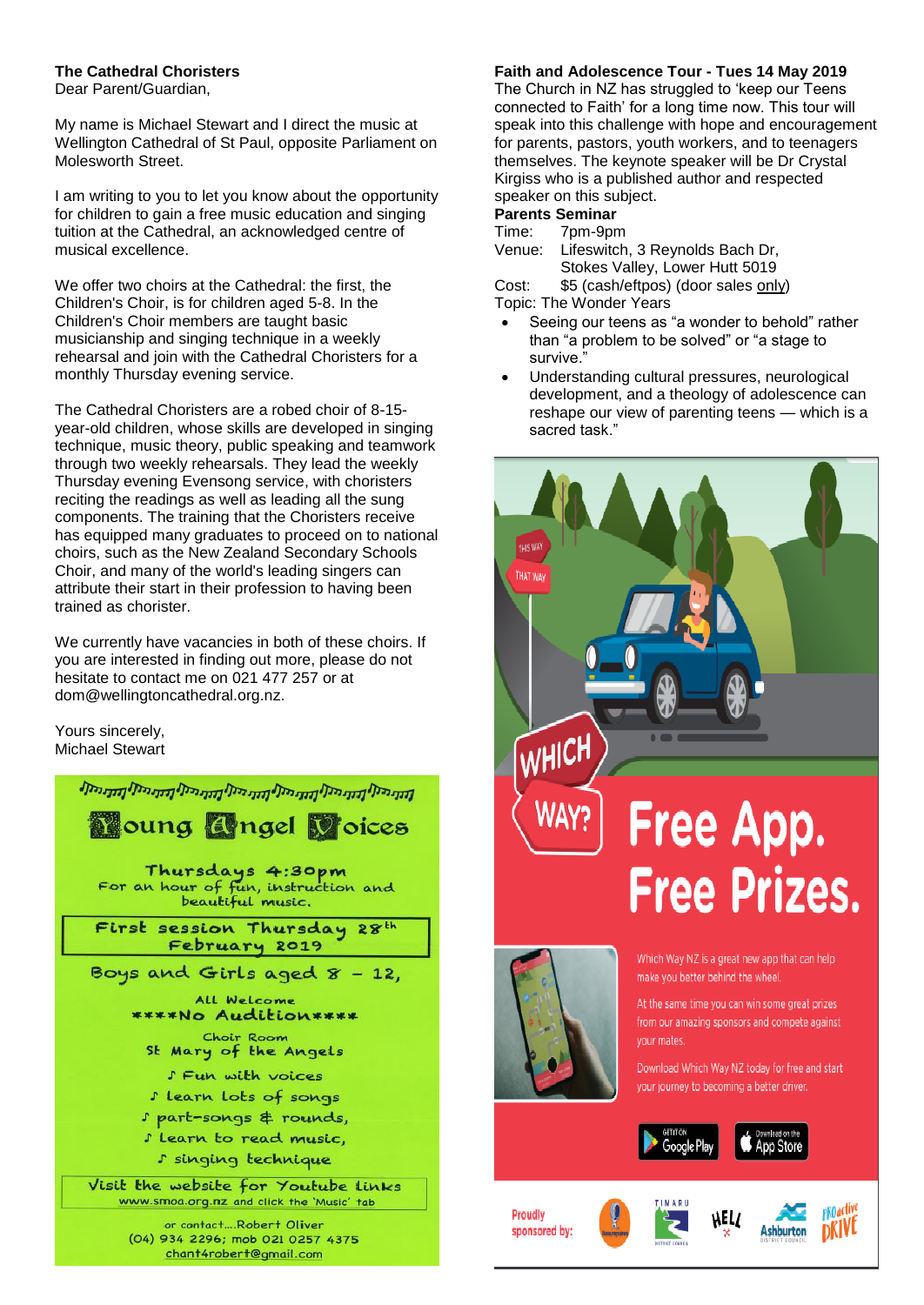**The Cathedral Choristers**

Dear Parent/Guardian,

My name is Michael Stewart and I direct the music at Wellington Cathedral of St Paul, opposite Parliament on Molesworth Street.

I am writing to you to let you know about the opportunity for children to gain a free music education and singing tuition at the Cathedral, an acknowledged centre of musical excellence.

We offer two choirs at the Cathedral: the first, the Children's Choir, is for children aged 5-8. In the Children's Choir members are taught basic musicianship and singing technique in a weekly rehearsal and join with the Cathedral Choristers for a monthly Thursday evening service.

The Cathedral Choristers are a robed choir of 8-15-year-old children, whose skills are developed in singing technique, music theory, public speaking and teamwork through two weekly rehearsals. They lead the weekly Thursday evening Evensong service, with choristers reciting the readings as well as leading all the sung components. The training that the Choristers receive has equipped many graduates to proceed on to national choirs, such as the New Zealand Secondary Schools Choir, and many of the world's leading singers can attribute their start in their profession to having been trained as chorister.

We currently have vacancies in both of these choirs. If you are interested in finding out more, please do not hesitate to contact me on 021 477 257 or at dom@wellingtoncathedral.org.nz.

Yours sincerely,
Michael Stewart

**Young Angel Voices**

Thursdays 4:30pm
For an hour of fun, instruction and beautiful music.

First session Thursday 28th February 2019

Boys and Girls aged 8 – 12,

All Welcome
****No Audition****

Choir Room
St Mary of the Angels

- Fun with voices
- learn lots of songs
- part-songs & rounds,
- Learn to read music,
- singing technique

Visit the website for Youtube links
www.smoa.org.nz and click the 'Music' tab

or contact....Robert Oliver
(04) 934 2296; mob 021 0257 4375
chant4robert@gmail.com

**Faith and Adolescence Tour - Tues 14 May 2019**

The Church in NZ has struggled to 'keep our Teens connected to Faith' for a long time now. This tour will speak into this challenge with hope and encouragement for parents, pastors, youth workers, and to teenagers themselves. The keynote speaker will be Dr Crystal Kirgiss who is a published author and respected speaker on this subject.

**Parents Seminar**

Time: 7pm-9pm
Venue: Lifeswitch, 3 Reynolds Bach Dr, Stokes Valley, Lower Hutt 5019
Cost: $5 (cash/eftpos) (door sales only)
Topic: The Wonder Years

- Seeing our teens as "a wonder to behold" rather than "a problem to be solved" or "a stage to survive."
- Understanding cultural pressures, neurological development, and a theology of adolescence can reshape our view of parenting teens — which is a sacred task."

**Which Way? Free App. Free Prizes.**

Which Way NZ is a great new app that can help make you better behind the wheel.

At the same time you can win some great prizes from our amazing sponsors and compete against your mates.

Download Which Way NZ today for free and start your journey to becoming a better driver.

Get it on Google Play | Download on the App Store

Proudly sponsored by: Timaru District Council, Hell, Ashburton District Council, ProActive Drive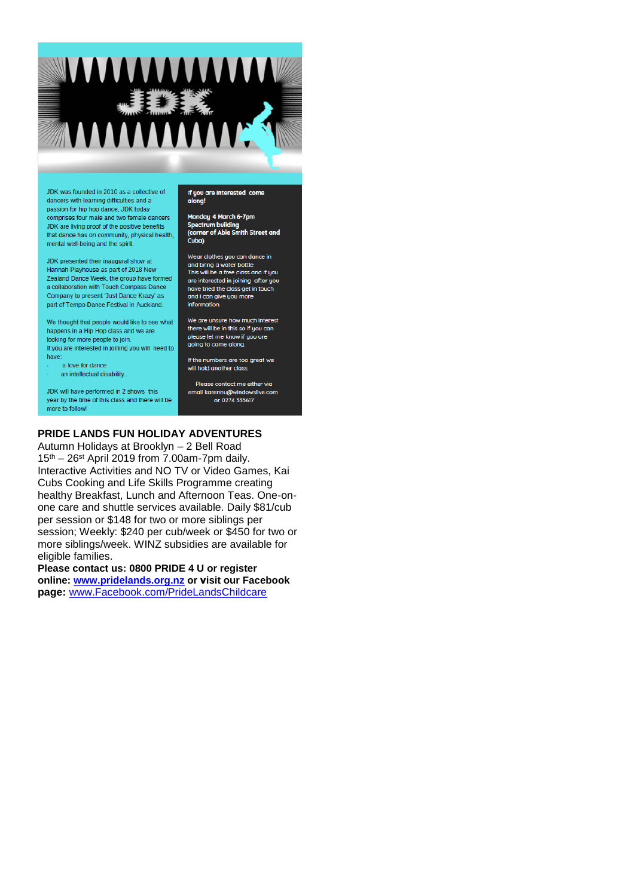JDK

JDK was founded in 2010 as a collective of dancers with learning difficulties and a passion for hip hop dance. JDK today comprises four male and two female dancers. JDK are living proof of the positive benefits that dance has on community, physical health, mental well-being and the spirit.

JDK presented their inaugural show at Hannah Playhouse as part of 2018 New Zealand Dance Week, the group have formed a collaboration with Touch Compass Dance Company to present 'Just Dance Krazy' as part of Tempo Dance Festival in Auckland.

We thought that people would like to see what happens in a Hip Hop class and we are looking for more people to join.
If you are interested in joining you will need to have:

- a love for dance
- an intellectual disability.

JDK will have performed in 2 shows this year by the time of this class and there will be more to follow!

**If you are interested come along!**

**Monday 4 March 6-7pm**
**Spectrum building**
**(corner of Able Smith Street and Cuba)**

Wear clothes you can dance in and bring a water bottle
This will be a free class and if you are interested in joining after you have tried the class get in touch and I can give you more information.

We are unsure how much interest there will be in this so if you can please let me know if you are going to come along.

If the numbers are too great we will hold another class.

Please contact me either via email karennu@windowslive.com or 0274 355617

**PRIDE LANDS FUN HOLIDAY ADVENTURES**

Autumn Holidays at Brooklyn – 2 Bell Road
15th – 26st April 2019 from 7.00am-7pm daily.
Interactive Activities and NO TV or Video Games, Kai Cubs Cooking and Life Skills Programme creating healthy Breakfast, Lunch and Afternoon Teas. One-on-one care and shuttle services available. Daily $81/cub per session or $148 for two or more siblings per session; Weekly: $240 per cub/week or $450 for two or more siblings/week. WINZ subsidies are available for eligible families.
**Please contact us: 0800 PRIDE 4 U or register online: [www.pridelands.org.nz](http://www.pridelands.org.nz) or visit our Facebook page:** [www.Facebook.com/PrideLandsChildcare](http://www.Facebook.com/PrideLandsChildcare)